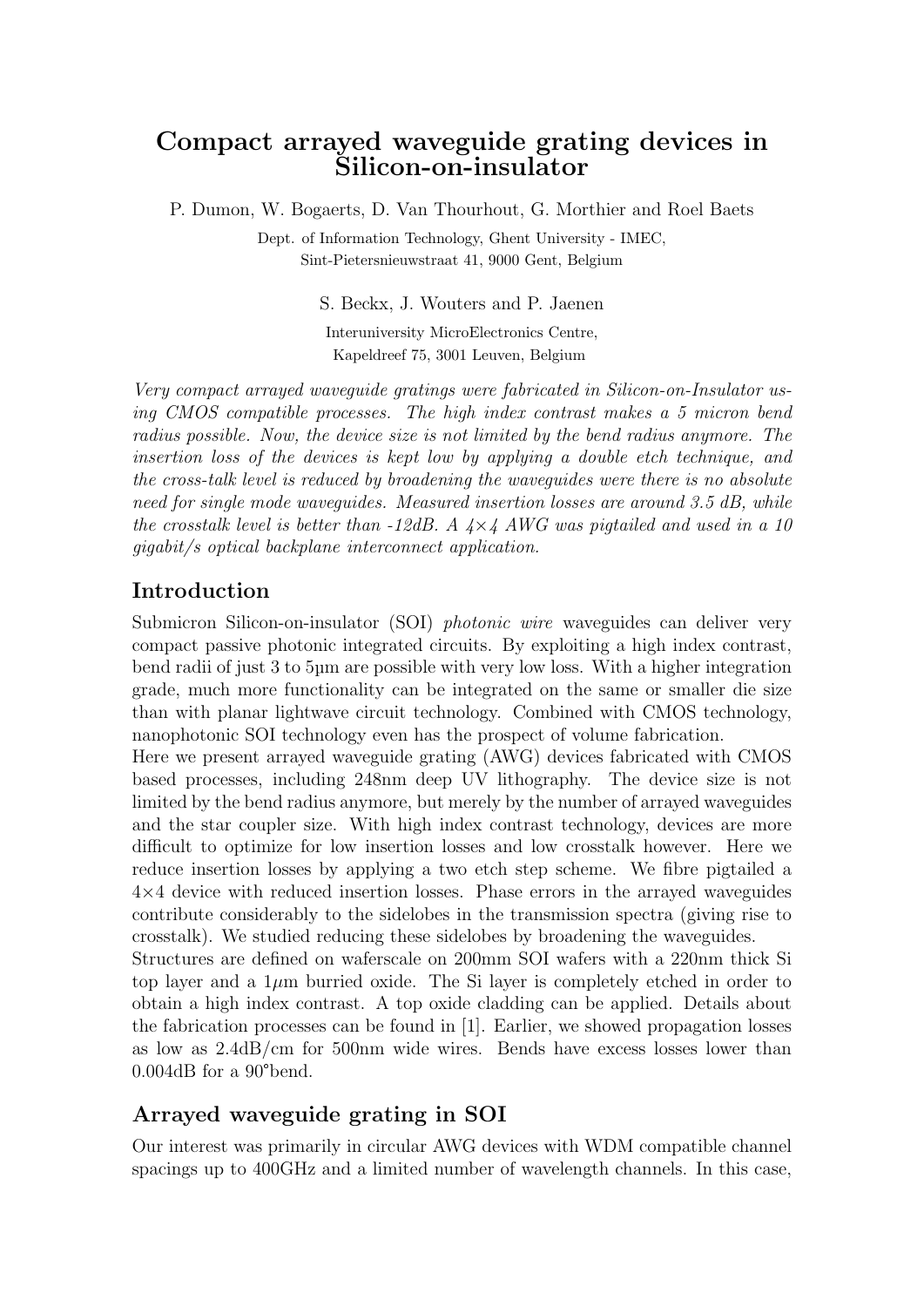# Compact arrayed waveguide grating devices in Silicon-on-insulator

P. Dumon, W. Bogaerts, D. Van Thourhout, G. Morthier and Roel Baets

Dept. of Information Technology, Ghent University - IMEC,
Sint-Pietersnieuwstraat 41, 9000 Gent, Belgium

S. Beckx, J. Wouters and P. Jaenen

Interuniversity MicroElectronics Centre,
Kapeldreef 75, 3001 Leuven, Belgium

*Very compact arrayed waveguide gratings were fabricated in Silicon-on-Insulator using CMOS compatible processes. The high index contrast makes a 5 micron bend radius possible. Now, the device size is not limited by the bend radius anymore. The insertion loss of the devices is kept low by applying a double etch technique, and the cross-talk level is reduced by broadening the waveguides were there is no absolute need for single mode waveguides. Measured insertion losses are around 3.5 dB, while the crosstalk level is better than -12dB. A 4×4 AWG was pigtailed and used in a 10 gigabit/s optical backplane interconnect application.*

## Introduction

Submicron Silicon-on-insulator (SOI) *photonic wire* waveguides can deliver very compact passive photonic integrated circuits. By exploiting a high index contrast, bend radii of just 3 to 5μm are possible with very low loss. With a higher integration grade, much more functionality can be integrated on the same or smaller die size than with planar lightwave circuit technology. Combined with CMOS technology, nanophotonic SOI technology even has the prospect of volume fabrication.
Here we present arrayed waveguide grating (AWG) devices fabricated with CMOS based processes, including 248nm deep UV lithography. The device size is not limited by the bend radius anymore, but merely by the number of arrayed waveguides and the star coupler size. With high index contrast technology, devices are more difficult to optimize for low insertion losses and low crosstalk however. Here we reduce insertion losses by applying a two etch step scheme. We fibre pigtailed a 4×4 device with reduced insertion losses. Phase errors in the arrayed waveguides contribute considerably to the sidelobes in the transmission spectra (giving rise to crosstalk). We studied reducing these sidelobes by broadening the waveguides.
Structures are defined on waferscale on 200mm SOI wafers with a 220nm thick Si top layer and a 1μm burried oxide. The Si layer is completely etched in order to obtain a high index contrast. A top oxide cladding can be applied. Details about the fabrication processes can be found in [1]. Earlier, we showed propagation losses as low as 2.4dB/cm for 500nm wide wires. Bends have excess losses lower than 0.004dB for a 90°bend.

## Arrayed waveguide grating in SOI

Our interest was primarily in circular AWG devices with WDM compatible channel spacings up to 400GHz and a limited number of wavelength channels. In this case,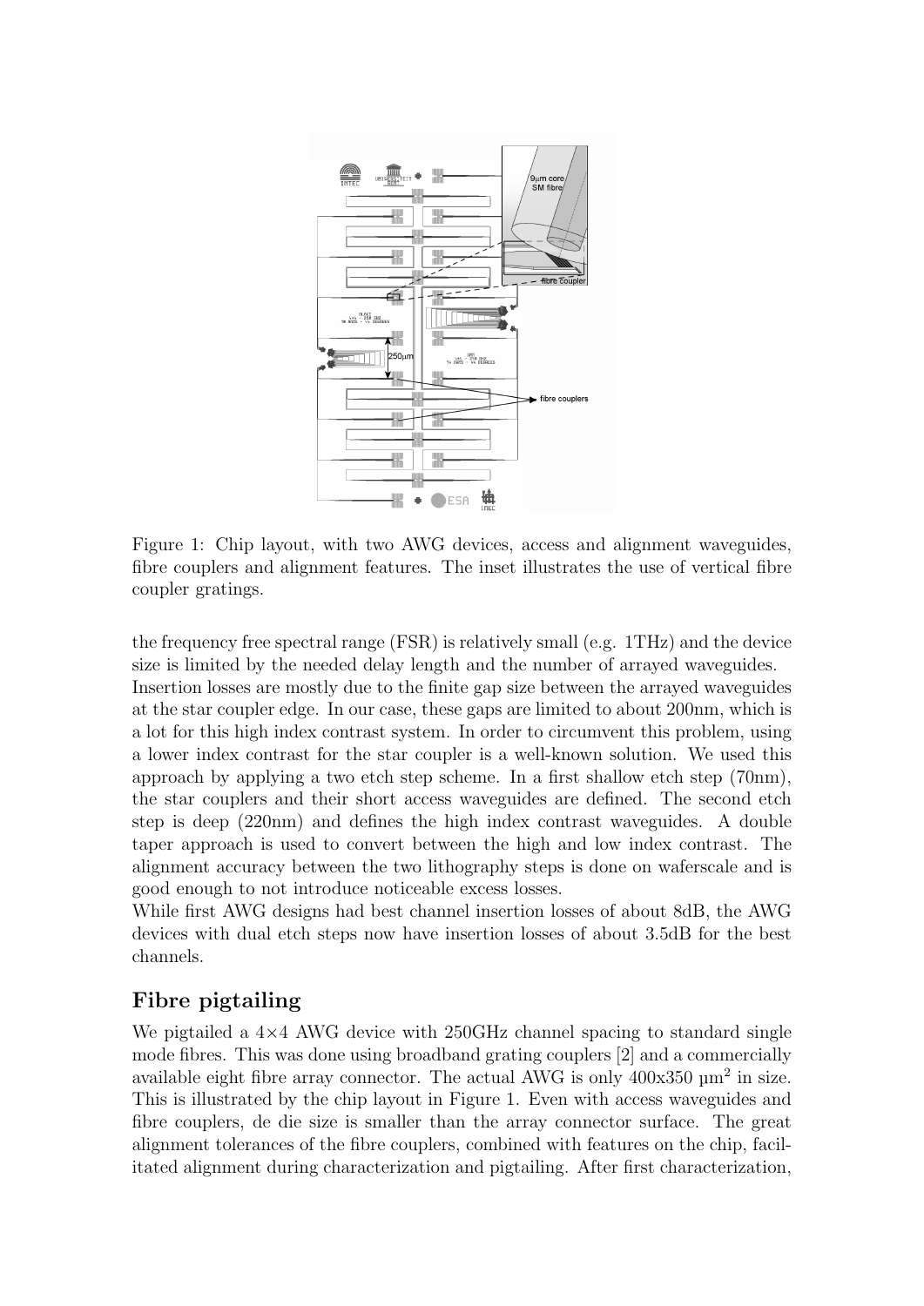Figure 1: Chip layout, with two AWG devices, access and alignment waveguides, fibre couplers and alignment features. The inset illustrates the use of vertical fibre coupler gratings.

the frequency free spectral range (FSR) is relatively small (e.g. 1THz) and the device size is limited by the needed delay length and the number of arrayed waveguides.
Insertion losses are mostly due to the finite gap size between the arrayed waveguides at the star coupler edge. In our case, these gaps are limited to about 200nm, which is a lot for this high index contrast system. In order to circumvent this problem, using a lower index contrast for the star coupler is a well-known solution. We used this approach by applying a two etch step scheme. In a first shallow etch step (70nm), the star couplers and their short access waveguides are defined. The second etch step is deep (220nm) and defines the high index contrast waveguides. A double taper approach is used to convert between the high and low index contrast. The alignment accuracy between the two lithography steps is done on waferscale and is good enough to not introduce noticeable excess losses.
While first AWG designs had best channel insertion losses of about 8dB, the AWG devices with dual etch steps now have insertion losses of about 3.5dB for the best channels.

## Fibre pigtailing

We pigtailed a 4×4 AWG device with 250GHz channel spacing to standard single mode fibres. This was done using broadband grating couplers [2] and a commercially available eight fibre array connector. The actual AWG is only 400x350 μm$^2$ in size. This is illustrated by the chip layout in Figure 1. Even with access waveguides and fibre couplers, de die size is smaller than the array connector surface. The great alignment tolerances of the fibre couplers, combined with features on the chip, facilitated alignment during characterization and pigtailing. After first characterization,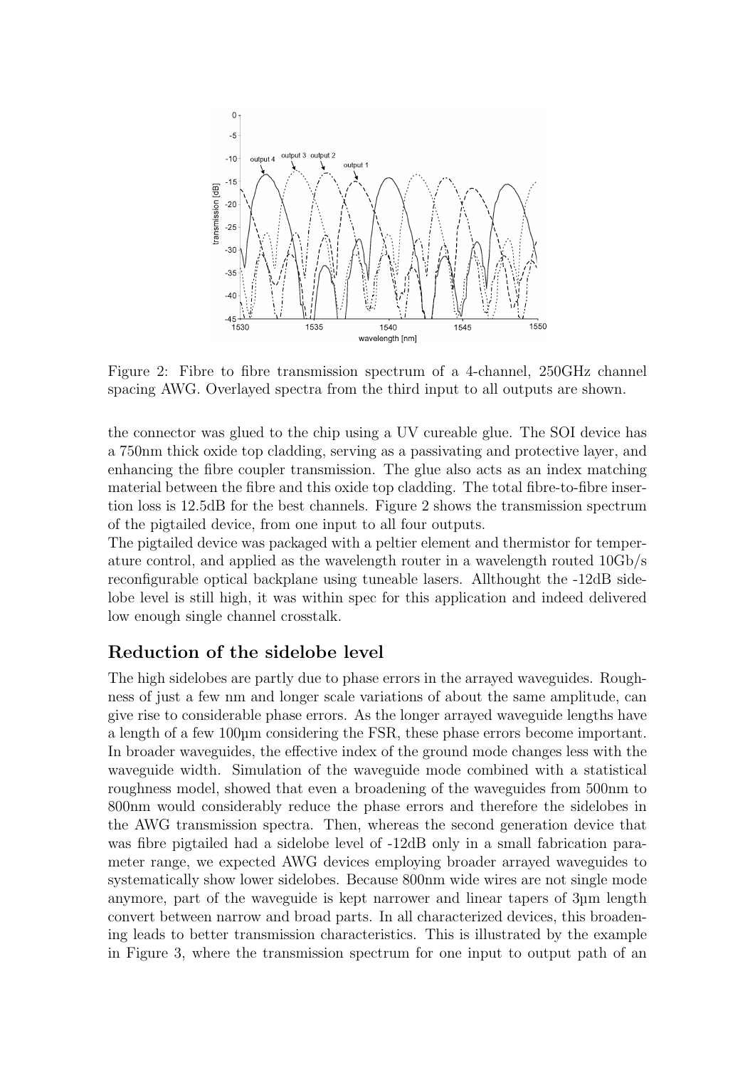Figure 2: Fibre to fibre transmission spectrum of a 4-channel, 250GHz channel spacing AWG. Overlayed spectra from the third input to all outputs are shown.

the connector was glued to the chip using a UV cureable glue. The SOI device has a 750nm thick oxide top cladding, serving as a passivating and protective layer, and enhancing the fibre coupler transmission. The glue also acts as an index matching material between the fibre and this oxide top cladding. The total fibre-to-fibre insertion loss is 12.5dB for the best channels. Figure 2 shows the transmission spectrum of the pigtailed device, from one input to all four outputs.

The pigtailed device was packaged with a peltier element and thermistor for temperature control, and applied as the wavelength router in a wavelength routed 10Gb/s reconfigurable optical backplane using tuneable lasers. Allthought the -12dB sidelobe level is still high, it was within spec for this application and indeed delivered low enough single channel crosstalk.

## Reduction of the sidelobe level

The high sidelobes are partly due to phase errors in the arrayed waveguides. Roughness of just a few nm and longer scale variations of about the same amplitude, can give rise to considerable phase errors. As the longer arrayed waveguide lengths have a length of a few 100µm considering the FSR, these phase errors become important. In broader waveguides, the effective index of the ground mode changes less with the waveguide width. Simulation of the waveguide mode combined with a statistical roughness model, showed that even a broadening of the waveguides from 500nm to 800nm would considerably reduce the phase errors and therefore the sidelobes in the AWG transmission spectra. Then, whereas the second generation device that was fibre pigtailed had a sidelobe level of -12dB only in a small fabrication parameter range, we expected AWG devices employing broader arrayed waveguides to systematically show lower sidelobes. Because 800nm wide wires are not single mode anymore, part of the waveguide is kept narrower and linear tapers of 3µm length convert between narrow and broad parts. In all characterized devices, this broadening leads to better transmission characteristics. This is illustrated by the example in Figure 3, where the transmission spectrum for one input to output path of an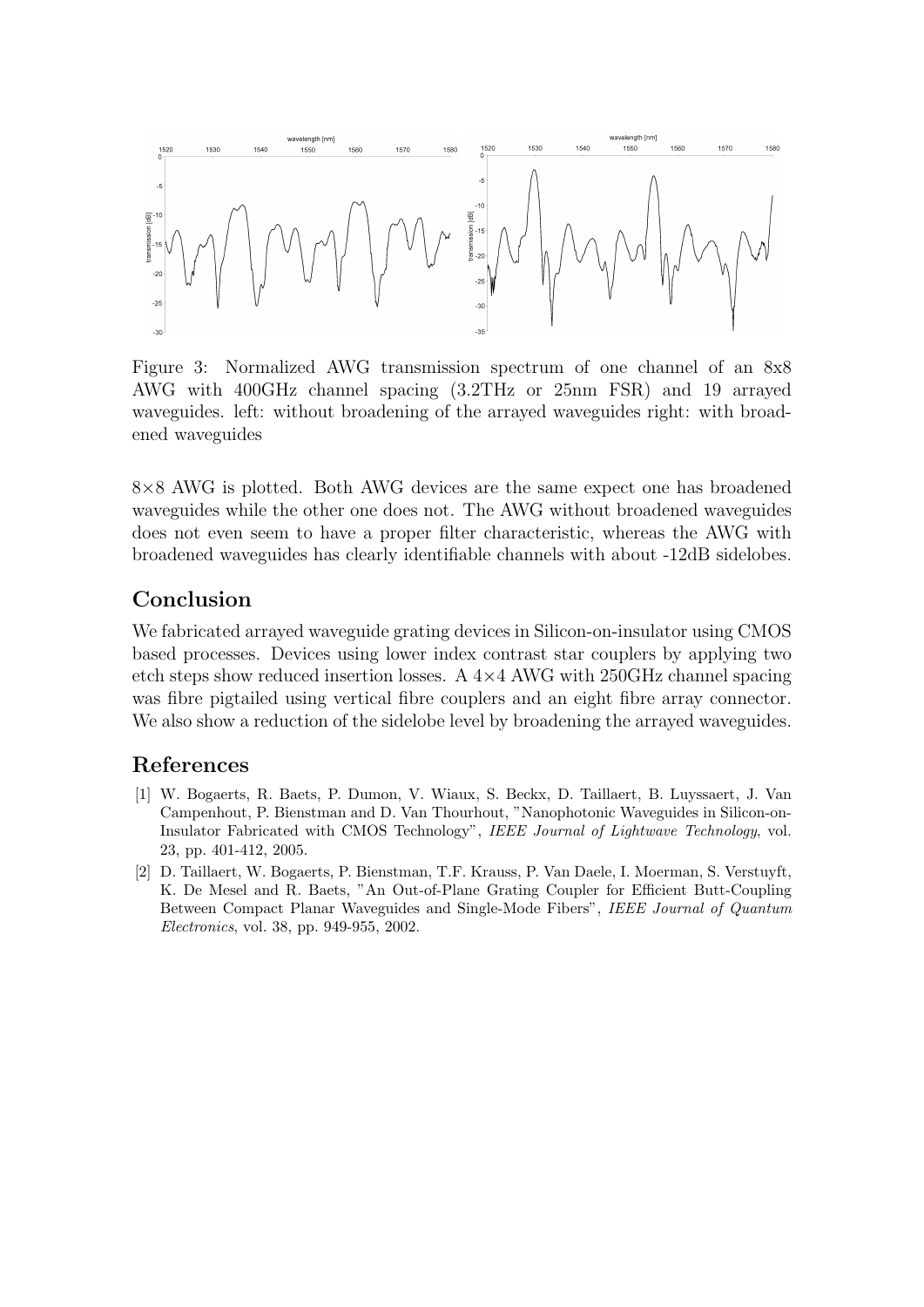wavelength [nm]

1520 1530 1540 1550 1560 1570 1580

0 -5 -10 -15 -20 -25 -30

transmission [dB]

wavelength [nm]

1520 1530 1540 1550 1560 1570 1580

0 -5 -10 -15 -20 -25 -30 -35

transmission [dB]

Figure 3: Normalized AWG transmission spectrum of one channel of an 8x8 AWG with 400GHz channel spacing (3.2THz or 25nm FSR) and 19 arrayed waveguides. left: without broadening of the arrayed waveguides right: with broadened waveguides

8×8 AWG is plotted. Both AWG devices are the same expect one has broadened waveguides while the other one does not. The AWG without broadened waveguides does not even seem to have a proper filter characteristic, whereas the AWG with broadened waveguides has clearly identifiable channels with about -12dB sidelobes.

## Conclusion

We fabricated arrayed waveguide grating devices in Silicon-on-insulator using CMOS based processes. Devices using lower index contrast star couplers by applying two etch steps show reduced insertion losses. A 4×4 AWG with 250GHz channel spacing was fibre pigtailed using vertical fibre couplers and an eight fibre array connector. We also show a reduction of the sidelobe level by broadening the arrayed waveguides.

## References

[1] W. Bogaerts, R. Baets, P. Dumon, V. Wiaux, S. Beckx, D. Taillaert, B. Luyssaert, J. Van Campenhout, P. Bienstman and D. Van Thourhout, "Nanophotonic Waveguides in Silicon-on-Insulator Fabricated with CMOS Technology", *IEEE Journal of Lightwave Technology*, vol. 23, pp. 401-412, 2005.

[2] D. Taillaert, W. Bogaerts, P. Bienstman, T.F. Krauss, P. Van Daele, I. Moerman, S. Verstuyft, K. De Mesel and R. Baets, "An Out-of-Plane Grating Coupler for Efficient Butt-Coupling Between Compact Planar Waveguides and Single-Mode Fibers", *IEEE Journal of Quantum Electronics*, vol. 38, pp. 949-955, 2002.